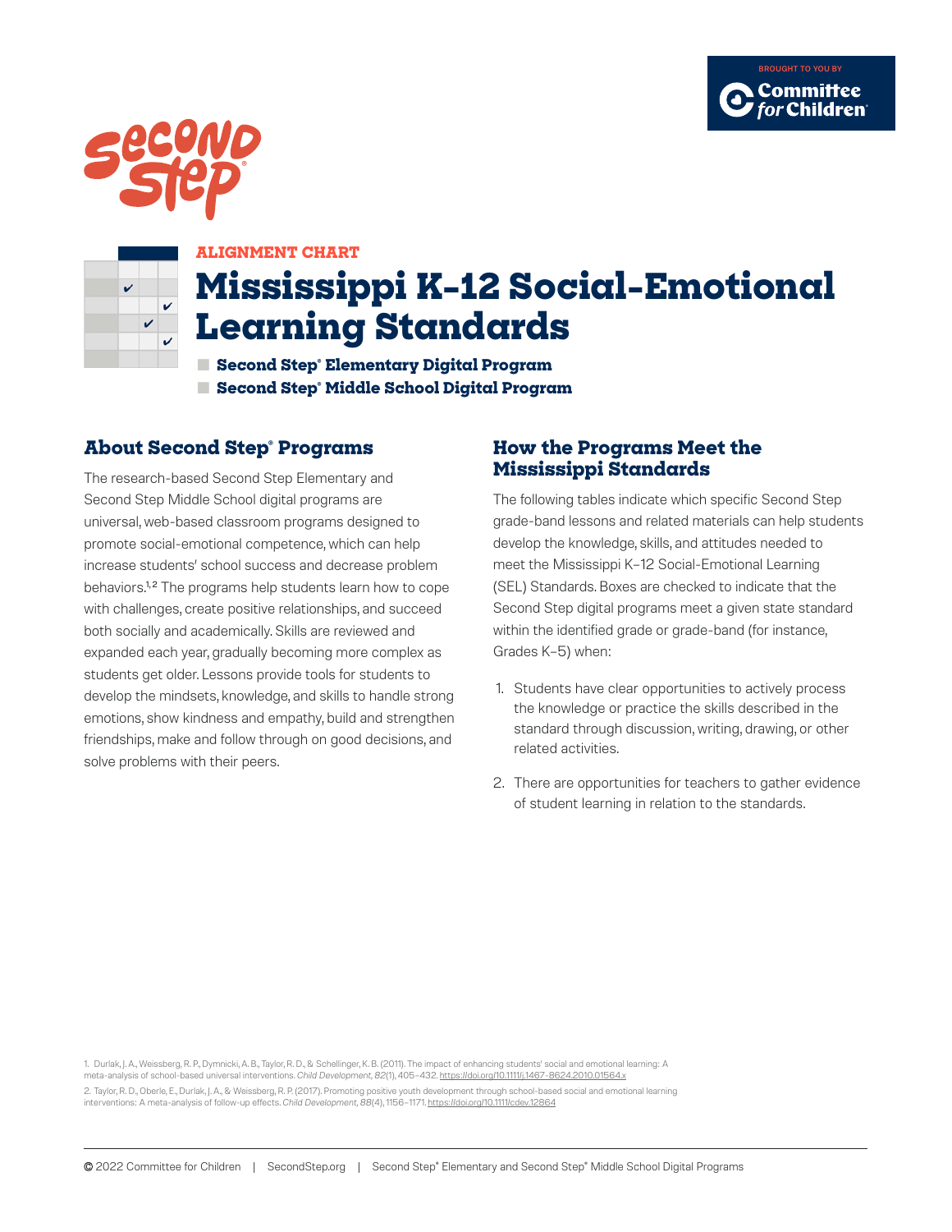BROUGHT TO YOU BY Committee for Children

ALIGNMENT CHART

# Mississippi K–12 Social-Emotional Learning Standards

- **Second Step® Elementary Digital Program**
- **Second Step® Middle School Digital Program**

## About Second Step® Programs

The research-based Second Step Elementary and Second Step Middle School digital programs are universal, web-based classroom programs designed to promote social-emotional competence, which can help increase students' school success and decrease problem behaviors.[1,2] The programs help students learn how to cope with challenges, create positive relationships, and succeed both socially and academically. Skills are reviewed and expanded each year, gradually becoming more complex as students get older. Lessons provide tools for students to develop the mindsets, knowledge, and skills to handle strong emotions, show kindness and empathy, build and strengthen friendships, make and follow through on good decisions, and solve problems with their peers.

## How the Programs Meet the Mississippi Standards

The following tables indicate which specific Second Step grade-band lessons and related materials can help students develop the knowledge, skills, and attitudes needed to meet the Mississippi K–12 Social-Emotional Learning (SEL) Standards. Boxes are checked to indicate that the Second Step digital programs meet a given state standard within the identified grade or grade-band (for instance, Grades K–5) when:

1. Students have clear opportunities to actively process the knowledge or practice the skills described in the standard through discussion, writing, drawing, or other related activities.
2. There are opportunities for teachers to gather evidence of student learning in relation to the standards.

1. Durlak, J. A., Weissberg, R. P., Dymnicki, A. B., Taylor, R. D., & Schellinger, K. B. (2011). The impact of enhancing students' social and emotional learning: A meta-analysis of school-based universal interventions. *Child Development, 82*(1), 405–432. https://doi.org/10.1111/j.1467-8624.2010.01564.x

2. Taylor, R. D., Oberle, E., Durlak, J. A., & Weissberg, R. P. (2017). Promoting positive youth development through school-based social and emotional learning interventions: A meta-analysis of follow-up effects. *Child Development, 88*(4), 1156–1171. https://doi.org/10.1111/cdev.12864

© 2022 Committee for Children | SecondStep.org | Second Step® Elementary and Second Step® Middle School Digital Programs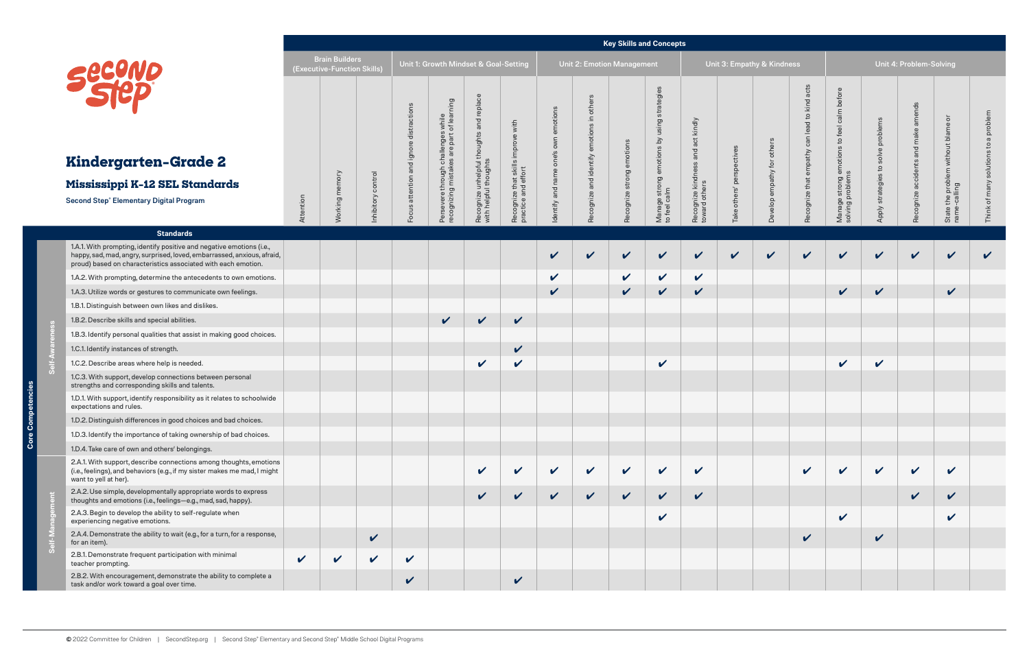# Kindergarten–Grade 2

## Mississippi K-12 SEL Standards

**Second Step® Elementary Digital Program**

| Core Competencies | Standards | Brain Builders (Executive-Function Skills) | | | Unit 1: Growth Mindset & Goal-Setting | | | | Unit 2: Emotion Management | | | | Unit 3: Empathy & Kindness | | | | Unit 4: Problem-Solving | | | | |
|---|---|---|---|---|---|---|---|---|---|---|---|---|---|---|---|---|---|---|---|---|---|
| | | Attention | Working memory | Inhibitory control | Focus attention and ignore distractions | Persevere through challenges while recognizing mistakes are part of learning | Recognize unhelpful thoughts and replace with helpful thoughts | Recognize that skills improve with practice and effort | Identify and name one's own emotions | Recognize and identify emotions in others | Recognize strong emotions | Manage strong emotions by using strategies to feel calm | Recognize kindness and act kindly toward others | Take others' perspectives | Develop empathy for others | Recognize that empathy can lead to kind acts | Manage strong emotions to feel calm before solving problems | Apply strategies to solve problems | Recognize accidents and make amends | State the problem without blame or name-calling | Think of many solutions to a problem |
| Self-Awareness | 1.A.1. With prompting, identify positive and negative emotions (i.e., happy, sad, mad, angry, surprised, loved, embarrassed, anxious, afraid, proud) based on characteristics associated with each emotion. | | | | | | | | ✔ | ✔ | ✔ | ✔ | ✔ | ✔ | ✔ | ✔ | ✔ | ✔ | ✔ | ✔ | ✔ |
| Self-Awareness | 1.A.2. With prompting, determine the antecedents to own emotions. | | | | | | | | ✔ | | ✔ | ✔ | ✔ | | | | | | | | |
| Self-Awareness | 1.A.3. Utilize words or gestures to communicate own feelings. | | | | | | | | ✔ | | ✔ | ✔ | ✔ | | | | ✔ | ✔ | | ✔ | |
| Self-Awareness | 1.B.1. Distinguish between own likes and dislikes. | | | | | | | | | | | | | | | | | | | | |
| Self-Awareness | 1.B.2. Describe skills and special abilities. | | | | | ✔ | ✔ | ✔ | | | | | | | | | | | | | |
| Self-Awareness | 1.B.3. Identify personal qualities that assist in making good choices. | | | | | | | | | | | | | | | | | | | | |
| Self-Awareness | 1.C.1. Identify instances of strength. | | | | | | | ✔ | | | | | | | | | | | | | |
| Self-Awareness | 1.C.2. Describe areas where help is needed. | | | | | | ✔ | ✔ | | | | ✔ | | | | | ✔ | ✔ | | | |
| Self-Awareness | 1.C.3. With support, develop connections between personal strengths and corresponding skills and talents. | | | | | | | | | | | | | | | | | | | | |
| Self-Awareness | 1.D.1. With support, identify responsibility as it relates to schoolwide expectations and rules. | | | | | | | | | | | | | | | | | | | | |
| Self-Awareness | 1.D.2. Distinguish differences in good choices and bad choices. | | | | | | | | | | | | | | | | | | | | |
| Self-Awareness | 1.D.3. Identify the importance of taking ownership of bad choices. | | | | | | | | | | | | | | | | | | | | |
| Self-Awareness | 1.D.4. Take care of own and others' belongings. | | | | | | | | | | | | | | | | | | | | |
| Self-Management | 2.A.1. With support, describe connections among thoughts, emotions (i.e., feelings), and behaviors (e.g., if my sister makes me mad, I might want to yell at her). | | | | | | ✔ | ✔ | ✔ | ✔ | ✔ | ✔ | ✔ | | | ✔ | ✔ | ✔ | ✔ | ✔ | |
| Self-Management | 2.A.2. Use simple, developmentally appropriate words to express thoughts and emotions (i.e., feelings—e.g., mad, sad, happy). | | | | | | ✔ | ✔ | ✔ | ✔ | ✔ | ✔ | ✔ | | | | | | ✔ | ✔ | |
| Self-Management | 2.A.3. Begin to develop the ability to self-regulate when experiencing negative emotions. | | | | | | | | | | | ✔ | | | | | ✔ | | | ✔ | |
| Self-Management | 2.A.4. Demonstrate the ability to wait (e.g., for a turn, for a response, for an item). | | | ✔ | | | | | | | | | | | | ✔ | | ✔ | | | |
| Self-Management | 2.B.1. Demonstrate frequent participation with minimal teacher prompting. | ✔ | ✔ | ✔ | ✔ | | | | | | | | | | | | | | | | |
| Self-Management | 2.B.2. With encouragement, demonstrate the ability to complete a task and/or work toward a goal over time. | | | | ✔ | | | ✔ | | | | | | | | | | | | | |

© 2022 Committee for Children | SecondStep.org | Second Step® Elementary and Second Step® Middle School Digital Programs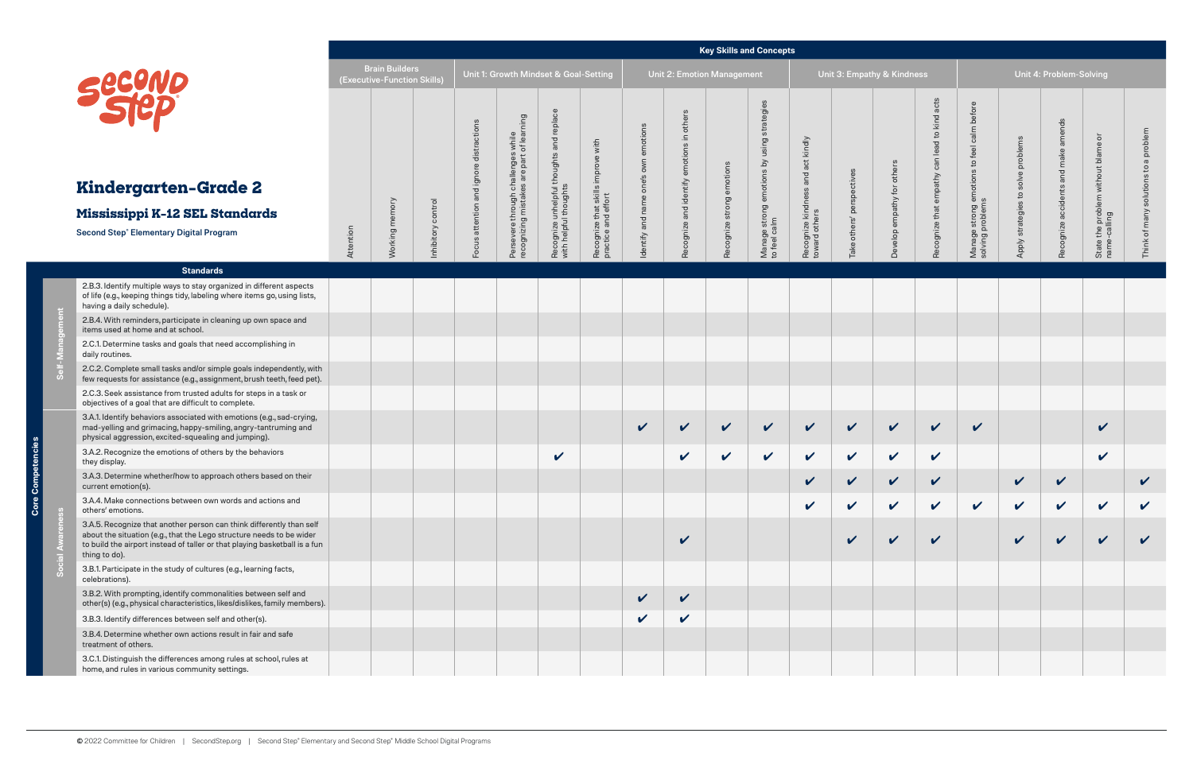# Kindergarten–Grade 2

## Mississippi K-12 SEL Standards

**Second Step® Elementary Digital Program**

| | | Key Skills and Concepts | | | | | | | | | | | | | | | | | | | |
|---|---|---|---|---|---|---|---|---|---|---|---|---|---|---|---|---|---|---|---|---|---|
| | | Brain Builders (Executive-Function Skills) | | | Unit 1: Growth Mindset & Goal-Setting | | | | Unit 2: Emotion Management | | | | Unit 3: Empathy & Kindness | | | | Unit 4: Problem-Solving | | | | |
| Core Competencies | Standards | Attention | Working memory | Inhibitory control | Focus attention and ignore distractions | Persevere through challenges while recognizing mistakes are part of learning | Recognize unhelpful thoughts and replace with helpful thoughts | Recognize that skills improve with practice and effort | Identify and name one's own emotions | Recognize and identify emotions in others | Recognize strong emotions | Manage strong emotions by using strategies to feel calm | Recognize kindness and act kindly toward others | Take others' perspectives | Develop empathy for others | Recognize that empathy can lead to kind acts | Manage strong emotions to feel calm before solving problems | Apply strategies to solve problems | Recognize accidents and make amends | State the problem without blame or name-calling | Think of many solutions to a problem |
| Self-Management | 2.B.3. Identify multiple ways to stay organized in different aspects of life (e.g., keeping things tidy, labeling where items go, using lists, having a daily schedule). | | | | | | | | | | | | | | | | | | | | |
| Self-Management | 2.B.4. With reminders, participate in cleaning up own space and items used at home and at school. | | | | | | | | | | | | | | | | | | | | |
| Self-Management | 2.C.1. Determine tasks and goals that need accomplishing in daily routines. | | | | | | | | | | | | | | | | | | | | |
| Self-Management | 2.C.2. Complete small tasks and/or simple goals independently, with few requests for assistance (e.g., assignment, brush teeth, feed pet). | | | | | | | | | | | | | | | | | | | | |
| Self-Management | 2.C.3. Seek assistance from trusted adults for steps in a task or objectives of a goal that are difficult to complete. | | | | | | | | | | | | | | | | | | | | |
| Social Awareness | 3.A.1. Identify behaviors associated with emotions (e.g., sad-crying, mad-yelling and grimacing, happy-smiling, angry-tantruming and physical aggression, excited-squealing and jumping). | | | | | | | | ✔ | ✔ | ✔ | ✔ | ✔ | ✔ | ✔ | ✔ | ✔ | | | ✔ | |
| Social Awareness | 3.A.2. Recognize the emotions of others by the behaviors they display. | | | | | | ✔ | | | ✔ | ✔ | ✔ | ✔ | ✔ | ✔ | ✔ | | | | ✔ | |
| Social Awareness | 3.A.3. Determine whether/how to approach others based on their current emotion(s). | | | | | | | | | | | | ✔ | ✔ | ✔ | ✔ | | ✔ | ✔ | | ✔ |
| Social Awareness | 3.A.4. Make connections between own words and actions and others' emotions. | | | | | | | | | | | | ✔ | ✔ | ✔ | ✔ | ✔ | ✔ | ✔ | ✔ | ✔ |
| Social Awareness | 3.A.5. Recognize that another person can think differently than self about the situation (e.g., that the Lego structure needs to be wider to build the airport instead of taller or that playing basketball is a fun thing to do). | | | | | | | | | ✔ | | | | ✔ | ✔ | ✔ | | ✔ | ✔ | ✔ | ✔ |
| Social Awareness | 3.B.1. Participate in the study of cultures (e.g., learning facts, celebrations). | | | | | | | | | | | | | | | | | | | | |
| Social Awareness | 3.B.2. With prompting, identify commonalities between self and other(s) (e.g., physical characteristics, likes/dislikes, family members). | | | | | | | | ✔ | ✔ | | | | | | | | | | | |
| Social Awareness | 3.B.3. Identify differences between self and other(s). | | | | | | | | ✔ | ✔ | | | | | | | | | | | |
| Social Awareness | 3.B.4. Determine whether own actions result in fair and safe treatment of others. | | | | | | | | | | | | | | | | | | | | |
| Social Awareness | 3.C.1. Distinguish the differences among rules at school, rules at home, and rules in various community settings. | | | | | | | | | | | | | | | | | | | | |

© 2022 Committee for Children | SecondStep.org | Second Step® Elementary and Second Step® Middle School Digital Programs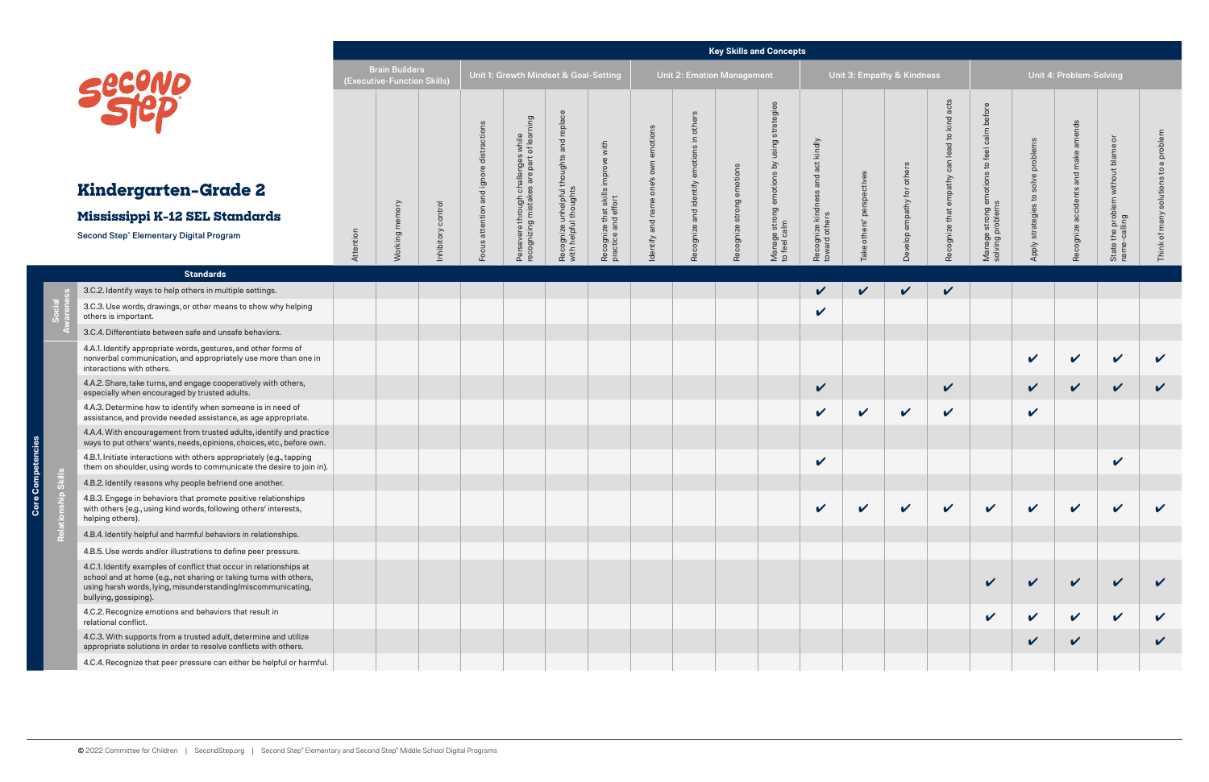# Kindergarten–Grade 2

## Mississippi K-12 SEL Standards

**Second Step® Elementary Digital Program**

| Core Competencies | Standards | Brain Builders (Executive-Function Skills) | | | Unit 1: Growth Mindset & Goal-Setting | | | | Unit 2: Emotion Management | | | | Unit 3: Empathy & Kindness | | | | Unit 4: Problem-Solving | | | | |
|---|---|---|---|---|---|---|---|---|---|---|---|---|---|---|---|---|---|---|---|---|---|
| | | Attention | Working memory | Inhibitory control | Focus attention and ignore distractions | Persevere through challenges while recognizing mistakes are part of learning | Recognize unhelpful thoughts and replace with helpful thoughts | Recognize that skills improve with practice and effort | Identify and name one's own emotions | Recognize and identify emotions in others | Recognize strong emotions | Manage strong emotions by using strategies to feel calm | Recognize kindness and act kindly toward others | Take others' perspectives | Develop empathy for others | Recognize that empathy can lead to kind acts | Manage strong emotions to feel calm before solving problems | Apply strategies to solve problems | Recognize accidents and make amends | State the problem without blame or name-calling | Think of many solutions to a problem |
| Social Awareness | 3.C.2. Identify ways to help others in multiple settings. | | | | | | | | | | | | ✔ | ✔ | ✔ | ✔ | | | | | |
| Social Awareness | 3.C.3. Use words, drawings, or other means to show why helping others is important. | | | | | | | | | | | | ✔ | | | | | | | | |
| Social Awareness | 3.C.4. Differentiate between safe and unsafe behaviors. | | | | | | | | | | | | | | | | | | | | |
| Relationship Skills | 4.A.1. Identify appropriate words, gestures, and other forms of nonverbal communication, and appropriately use more than one in interactions with others. | | | | | | | | | | | | | | | | | ✔ | ✔ | ✔ | ✔ |
| Relationship Skills | 4.A.2. Share, take turns, and engage cooperatively with others, especially when encouraged by trusted adults. | | | | | | | | | | | | ✔ | | | ✔ | | ✔ | ✔ | ✔ | ✔ |
| Relationship Skills | 4.A.3. Determine how to identify when someone is in need of assistance, and provide needed assistance, as age appropriate. | | | | | | | | | | | | ✔ | ✔ | ✔ | ✔ | | ✔ | | | |
| Relationship Skills | 4.A.4. With encouragement from trusted adults, identify and practice ways to put others' wants, needs, opinions, choices, etc., before own. | | | | | | | | | | | | | | | | | | | | |
| Relationship Skills | 4.B.1. Initiate interactions with others appropriately (e.g., tapping them on shoulder, using words to communicate the desire to join in). | | | | | | | | | | | | ✔ | | | | | | | ✔ | |
| Relationship Skills | 4.B.2. Identify reasons why people befriend one another. | | | | | | | | | | | | | | | | | | | | |
| Relationship Skills | 4.B.3. Engage in behaviors that promote positive relationships with others (e.g., using kind words, following others' interests, helping others). | | | | | | | | | | | | ✔ | ✔ | ✔ | ✔ | ✔ | ✔ | ✔ | ✔ | ✔ |
| Relationship Skills | 4.B.4. Identify helpful and harmful behaviors in relationships. | | | | | | | | | | | | | | | | | | | | |
| Relationship Skills | 4.B.5. Use words and/or illustrations to define peer pressure. | | | | | | | | | | | | | | | | | | | | |
| Relationship Skills | 4.C.1. Identify examples of conflict that occur in relationships at school and at home (e.g., not sharing or taking turns with others, using harsh words, lying, misunderstanding/miscommunicating, bullying, gossiping). | | | | | | | | | | | | | | | | ✔ | ✔ | ✔ | ✔ | ✔ |
| Relationship Skills | 4.C.2. Recognize emotions and behaviors that result in relational conflict. | | | | | | | | | | | | | | | | ✔ | ✔ | ✔ | ✔ | ✔ |
| Relationship Skills | 4.C.3. With supports from a trusted adult, determine and utilize appropriate solutions in order to resolve conflicts with others. | | | | | | | | | | | | | | | | | ✔ | ✔ | | ✔ |
| Relationship Skills | 4.C.4. Recognize that peer pressure can either be helpful or harmful. | | | | | | | | | | | | | | | | | | | | |

© 2022 Committee for Children | SecondStep.org | Second Step® Elementary and Second Step® Middle School Digital Programs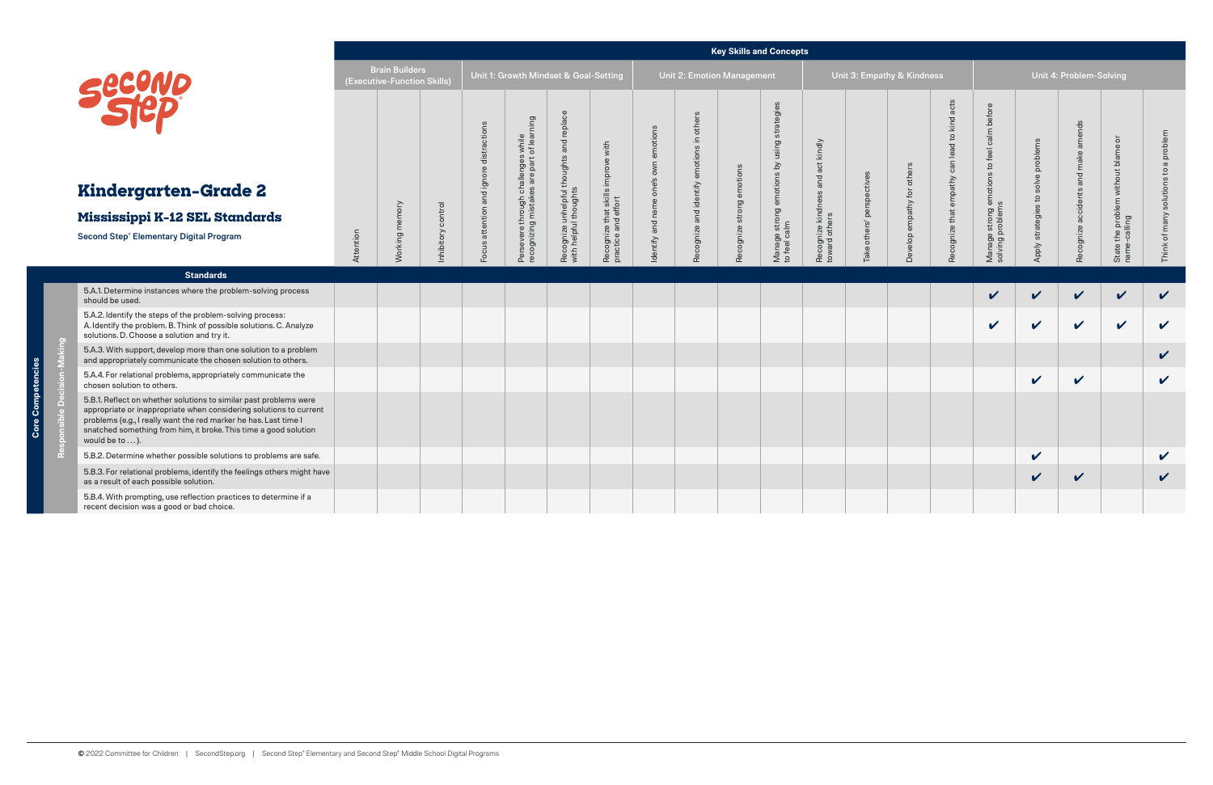# Kindergarten–Grade 2

## Mississippi K-12 SEL Standards

**Second Step® Elementary Digital Program**

| Core Competencies | Standards | Brain Builders (Executive-Function Skills): Attention | Working memory | Inhibitory control | Unit 1: Growth Mindset & Goal-Setting: Focus attention and ignore distractions | Persevere through challenges while recognizing mistakes are part of learning | Recognize unhelpful thoughts and replace with helpful thoughts | Recognize that skills improve with practice and effort | Unit 2: Emotion Management: Identify and name one's own emotions | Recognize and identify emotions in others | Recognize strong emotions | Manage strong emotions by using strategies to feel calm | Unit 3: Empathy & Kindness: Recognize kindness and act kindly toward others | Take others' perspectives | Develop empathy for others | Recognize that empathy can lead to kind acts | Unit 4: Problem-Solving: Manage strong emotions to feel calm before solving problems | Apply strategies to solve problems | Recognize accidents and make amends | State the problem without blame or name-calling | Think of many solutions to a problem |
|---|---|---|---|---|---|---|---|---|---|---|---|---|---|---|---|---|---|---|---|---|---|
| Responsible Decision-Making | 5.A.1. Determine instances where the problem-solving process should be used. | | | | | | | | | | | | | | | | ✔ | ✔ | ✔ | ✔ | ✔ |
| | 5.A.2. Identify the steps of the problem-solving process: A. Identify the problem. B. Think of possible solutions. C. Analyze solutions. D. Choose a solution and try it. | | | | | | | | | | | | | | | | ✔ | ✔ | ✔ | ✔ | ✔ |
| | 5.A.3. With support, develop more than one solution to a problem and appropriately communicate the chosen solution to others. | | | | | | | | | | | | | | | | | | | | ✔ |
| | 5.A.4. For relational problems, appropriately communicate the chosen solution to others. | | | | | | | | | | | | | | | | | ✔ | ✔ | | ✔ |
| | 5.B.1. Reflect on whether solutions to similar past problems were appropriate or inappropriate when considering solutions to current problems (e.g., I really want the red marker he has. Last time I snatched something from him, it broke. This time a good solution would be to . . . ). | | | | | | | | | | | | | | | | | | | | |
| | 5.B.2. Determine whether possible solutions to problems are safe. | | | | | | | | | | | | | | | | | ✔ | | | ✔ |
| | 5.B.3. For relational problems, identify the feelings others might have as a result of each possible solution. | | | | | | | | | | | | | | | | | ✔ | ✔ | | ✔ |
| | 5.B.4. With prompting, use reflection practices to determine if a recent decision was a good or bad choice. | | | | | | | | | | | | | | | | | | | | |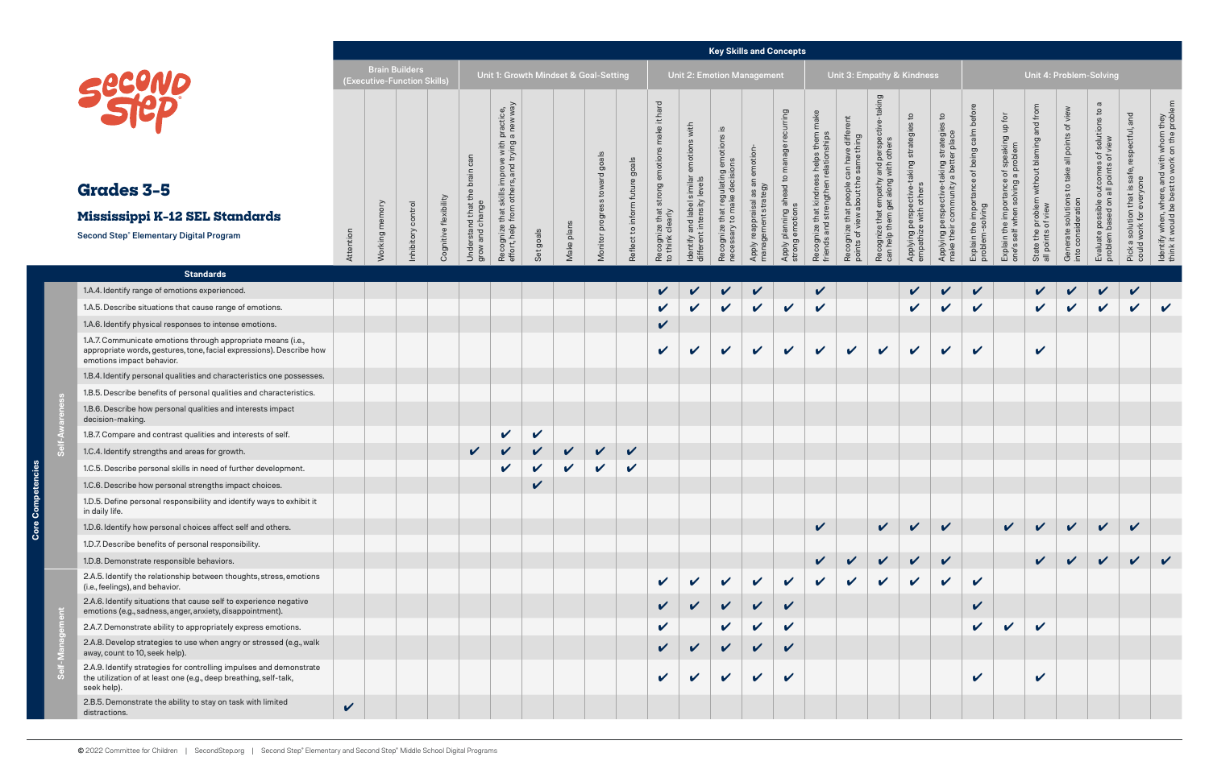# Grades 3-5

## Mississippi K-12 SEL Standards

**Second Step® Elementary Digital Program**

| Core Competencies | Standards | Attention | Working memory | Inhibitory control | Cognitive flexibility | Understand that the brain can grow and change | Recognize that skills improve with practice, effort, help from others, and trying a new way | Set goals | Make plans | Monitor progress toward goals | Reflect to inform future goals | Recognize that strong emotions make it hard to think clearly | Identify and label similar emotions with different intensity levels | Recognize that regulating emotions is necessary to make decisions | Apply reappraisal as an emotion-management strategy | Apply planning ahead to manage recurring strong emotions | Recognize that kindness helps them make friends and strengthen relationships | Recognize that people can have different points of view about the same thing | Recognize that empathy and perspective-taking can help them get along with others | Applying perspective-taking strategies to empathize with others | Applying perspective-taking strategies to make their community a better place | Explain the importance of being calm before problem-solving | Explain the importance of speaking up for one's self when solving a problem | State the problem without blaming and from all points of view | Generate solutions to take all points of view into consideration | Evaluate possible outcomes of solutions to a problem based on all points of view | Pick a solution that is safe, respectful, and could work for everyone | Identify when, where, and with whom they think it would be best to work on the problem |
|---|---|---|---|---|---|---|---|---|---|---|---|---|---|---|---|---|---|---|---|---|---|---|---|---|---|---|---|---|
| | | **Key Skills and Concepts** | | | | | | | | | | | | | | | | | | | | | | | | | | |
| | | **Brain Builders (Executive-Function Skills)** | | | | **Unit 1: Growth Mindset & Goal-Setting** | | | | | | **Unit 2: Emotion Management** | | | | | **Unit 3: Empathy & Kindness** | | | | | **Unit 4: Problem-Solving** | | | | | | |
| Self-Awareness | 1.A.4. Identify range of emotions experienced. | | | | | | | | | | | ✔ | ✔ | ✔ | ✔ | | ✔ | | | ✔ | ✔ | ✔ | | ✔ | ✔ | ✔ | ✔ | |
| Self-Awareness | 1.A.5. Describe situations that cause range of emotions. | | | | | | | | | | | ✔ | ✔ | ✔ | ✔ | ✔ | ✔ | | | ✔ | ✔ | ✔ | | ✔ | ✔ | ✔ | ✔ | ✔ |
| Self-Awareness | 1.A.6. Identify physical responses to intense emotions. | | | | | | | | | | | ✔ | | | | | | | | | | | | | | | | |
| Self-Awareness | 1.A.7. Communicate emotions through appropriate means (i.e., appropriate words, gestures, tone, facial expressions). Describe how emotions impact behavior. | | | | | | | | | | | ✔ | ✔ | ✔ | ✔ | ✔ | ✔ | ✔ | ✔ | ✔ | ✔ | ✔ | | ✔ | | | | |
| Self-Awareness | 1.B.4. Identify personal qualities and characteristics one possesses. | | | | | | | | | | | | | | | | | | | | | | | | | | | |
| Self-Awareness | 1.B.5. Describe benefits of personal qualities and characteristics. | | | | | | | | | | | | | | | | | | | | | | | | | | | |
| Self-Awareness | 1.B.6. Describe how personal qualities and interests impact decision-making. | | | | | | | | | | | | | | | | | | | | | | | | | | | |
| Self-Awareness | 1.B.7. Compare and contrast qualities and interests of self. | | | | | | ✔ | ✔ | | | | | | | | | | | | | | | | | | | | |
| Self-Awareness | 1.C.4. Identify strengths and areas for growth. | | | | | ✔ | ✔ | ✔ | ✔ | ✔ | ✔ | | | | | | | | | | | | | | | | | |
| Self-Awareness | 1.C.5. Describe personal skills in need of further development. | | | | | | ✔ | ✔ | ✔ | ✔ | ✔ | | | | | | | | | | | | | | | | | |
| Self-Awareness | 1.C.6. Describe how personal strengths impact choices. | | | | | | | ✔ | | | | | | | | | | | | | | | | | | | | |
| Self-Awareness | 1.D.5. Define personal responsibility and identify ways to exhibit it in daily life. | | | | | | | | | | | | | | | | | | | | | | | | | | | |
| Self-Awareness | 1.D.6. Identify how personal choices affect self and others. | | | | | | | | | | | | | | | | ✔ | | ✔ | ✔ | ✔ | | ✔ | ✔ | ✔ | ✔ | ✔ | |
| Self-Awareness | 1.D.7. Describe benefits of personal responsibility. | | | | | | | | | | | | | | | | | | | | | | | | | | | |
| Self-Awareness | 1.D.8. Demonstrate responsible behaviors. | | | | | | | | | | | | | | | | ✔ | ✔ | ✔ | ✔ | ✔ | | | ✔ | ✔ | ✔ | ✔ | ✔ |
| Self-Management | 2.A.5. Identify the relationship between thoughts, stress, emotions (i.e., feelings), and behavior. | | | | | | | | | | | ✔ | ✔ | ✔ | ✔ | ✔ | ✔ | ✔ | ✔ | ✔ | ✔ | ✔ | | | | | | |
| Self-Management | 2.A.6. Identify situations that cause self to experience negative emotions (e.g., sadness, anger, anxiety, disappointment). | | | | | | | | | | | ✔ | ✔ | ✔ | ✔ | ✔ | | | | | | ✔ | | | | | | |
| Self-Management | 2.A.7. Demonstrate ability to appropriately express emotions. | | | | | | | | | | | ✔ | | ✔ | ✔ | ✔ | | | | | | ✔ | ✔ | ✔ | | | | |
| Self-Management | 2.A.8. Develop strategies to use when angry or stressed (e.g., walk away, count to 10, seek help). | | | | | | | | | | | ✔ | ✔ | ✔ | ✔ | ✔ | | | | | | | | | | | | |
| Self-Management | 2.A.9. Identify strategies for controlling impulses and demonstrate the utilization of at least one (e.g., deep breathing, self-talk, seek help). | | | | | | | | | | | ✔ | ✔ | ✔ | ✔ | ✔ | | | | | | ✔ | | ✔ | | | | |
| Self-Management | 2.B.5. Demonstrate the ability to stay on task with limited distractions. | ✔ | | | | | | | | | | | | | | | | | | | | | | | | | | |

© 2022 Committee for Children | SecondStep.org | Second Step® Elementary and Second Step® Middle School Digital Programs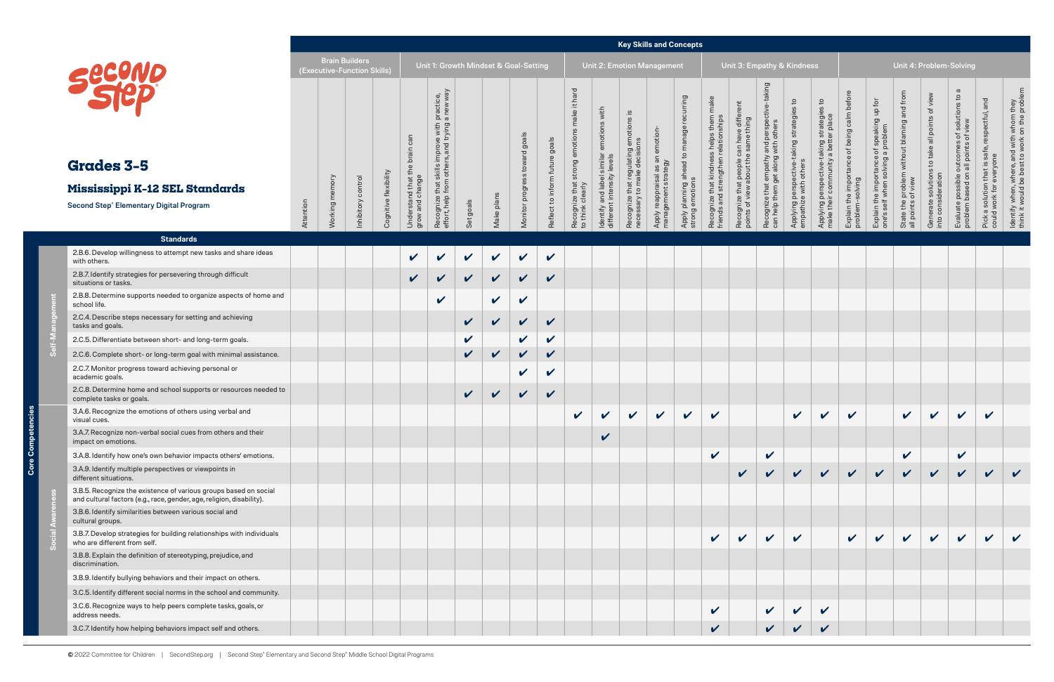# Grades 3–5

## Mississippi K-12 SEL Standards

**Second Step® Elementary Digital Program**

| Core Competencies | Standards | Brain Builders (Executive-Function Skills): Attention | Working memory | Inhibitory control | Cognitive flexibility | Unit 1: Growth Mindset & Goal-Setting: Understand that the brain can grow and change | Recognize that skills improve with practice, effort, help from others, and trying a new way | Set goals | Make plans | Monitor progress toward goals | Reflect to inform future goals | Unit 2: Emotion Management: Recognize that strong emotions make it hard to think clearly | Identify and label similar emotions with different intensity levels | Recognize that regulating emotions is necessary to make decisions | Apply reappraisal as an emotion-management strategy | Apply planning ahead to manage recurring strong emotions | Unit 3: Empathy & Kindness: Recognize that kindness helps them make friends and strengthen relationships | Recognize that people can have different points of view about the same thing | Recognize that empathy and perspective-taking can help them get along with others | Applying perspective-taking strategies to empathize with others | Applying perspective-taking strategies to make their community a better place | Unit 4: Problem-Solving: Explain the importance of being calm before problem-solving | Explain the importance of speaking up for one's self when solving a problem | State the problem without blaming and from all points of view | Generate solutions to take all points of view into consideration | Evaluate possible outcomes of solutions to a problem based on all points of view | Pick a solution that is safe, respectful, and could work for everyone | Identify when, where, and with whom they think it would be best to work on the problem |
|---|---|---|---|---|---|---|---|---|---|---|---|---|---|---|---|---|---|---|---|---|---|---|---|---|---|---|---|---|
| Self-Management | 2.B.6. Develop willingness to attempt new tasks and share ideas with others. | | | | | ✔ | ✔ | ✔ | ✔ | ✔ | ✔ | | | | | | | | | | | | | | | | | |
| Self-Management | 2.B.7. Identify strategies for persevering through difficult situations or tasks. | | | | | ✔ | ✔ | ✔ | ✔ | ✔ | ✔ | | | | | | | | | | | | | | | | | |
| Self-Management | 2.B.8. Determine supports needed to organize aspects of home and school life. | | | | | | ✔ | | ✔ | ✔ | | | | | | | | | | | | | | | | | | |
| Self-Management | 2.C.4. Describe steps necessary for setting and achieving tasks and goals. | | | | | | | ✔ | ✔ | ✔ | ✔ | | | | | | | | | | | | | | | | | |
| Self-Management | 2.C.5. Differentiate between short- and long-term goals. | | | | | | | ✔ | | ✔ | ✔ | | | | | | | | | | | | | | | | | |
| Self-Management | 2.C.6. Complete short- or long-term goal with minimal assistance. | | | | | | | ✔ | ✔ | ✔ | ✔ | | | | | | | | | | | | | | | | | |
| Self-Management | 2.C.7. Monitor progress toward achieving personal or academic goals. | | | | | | | | | ✔ | ✔ | | | | | | | | | | | | | | | | | |
| Self-Management | 2.C.8. Determine home and school supports or resources needed to complete tasks or goals. | | | | | | | ✔ | ✔ | ✔ | ✔ | | | | | | | | | | | | | | | | | |
| Social Awareness | 3.A.6. Recognize the emotions of others using verbal and visual cues. | | | | | | | | | | | ✔ | ✔ | ✔ | ✔ | ✔ | ✔ | | | ✔ | ✔ | ✔ | | ✔ | ✔ | ✔ | ✔ | |
| Social Awareness | 3.A.7. Recognize non-verbal social cues from others and their impact on emotions. | | | | | | | | | | | | ✔ | | | | | | | | | | | | | | | |
| Social Awareness | 3.A.8. Identify how one's own behavior impacts others' emotions. | | | | | | | | | | | | | | | | ✔ | | ✔ | | | | | ✔ | | ✔ | | |
| Social Awareness | 3.A.9. Identify multiple perspectives or viewpoints in different situations. | | | | | | | | | | | | | | | | | ✔ | ✔ | ✔ | ✔ | ✔ | ✔ | ✔ | ✔ | ✔ | ✔ | ✔ |
| Social Awareness | 3.B.5. Recognize the existence of various groups based on social and cultural factors (e.g., race, gender, age, religion, disability). | | | | | | | | | | | | | | | | | | | | | | | | | | | |
| Social Awareness | 3.B.6. Identify similarities between various social and cultural groups. | | | | | | | | | | | | | | | | | | | | | | | | | | | |
| Social Awareness | 3.B.7. Develop strategies for building relationships with individuals who are different from self. | | | | | | | | | | | | | | | | ✔ | ✔ | ✔ | ✔ | | ✔ | ✔ | ✔ | ✔ | ✔ | ✔ | ✔ |
| Social Awareness | 3.B.8. Explain the definition of stereotyping, prejudice, and discrimination. | | | | | | | | | | | | | | | | | | | | | | | | | | | |
| Social Awareness | 3.B.9. Identify bullying behaviors and their impact on others. | | | | | | | | | | | | | | | | | | | | | | | | | | | |
| Social Awareness | 3.C.5. Identify different social norms in the school and community. | | | | | | | | | | | | | | | | | | | | | | | | | | | |
| Social Awareness | 3.C.6. Recognize ways to help peers complete tasks, goals, or address needs. | | | | | | | | | | | | | | | | ✔ | | ✔ | ✔ | ✔ | | | | | | | |
| Social Awareness | 3.C.7. Identify how helping behaviors impact self and others. | | | | | | | | | | | | | | | | ✔ | | ✔ | ✔ | ✔ | | | | | | | |

© 2022 Committee for Children | SecondStep.org | Second Step® Elementary and Second Step® Middle School Digital Programs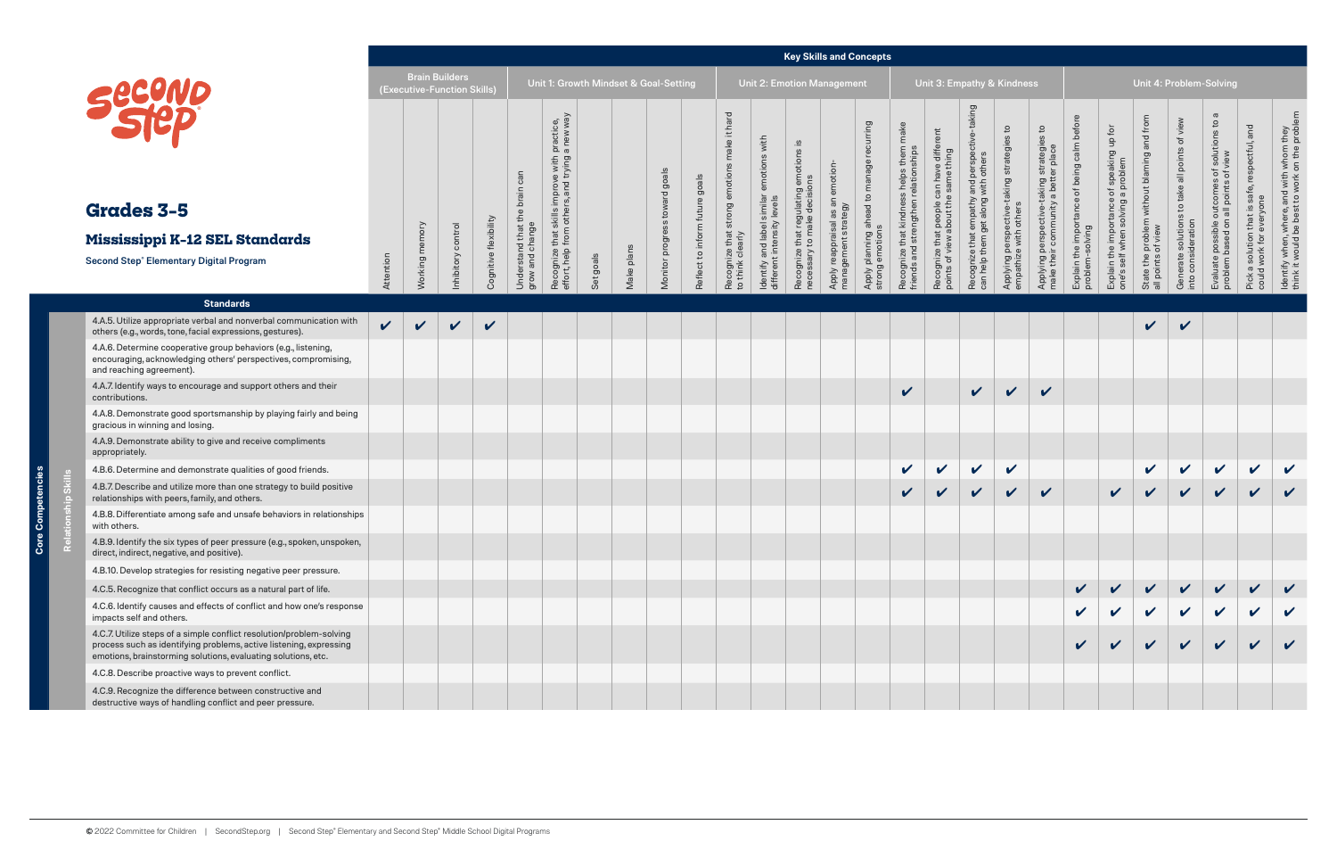# Grades 3-5

## Mississippi K-12 SEL Standards

**Second Step® Elementary Digital Program**

**Key Skills and Concepts**

Core Competencies: Relationship Skills

| Standards | Brain Builders (Executive-Function Skills) | | | | Unit 1: Growth Mindset & Goal-Setting | | | | | | Unit 2: Emotion Management | | | | | Unit 3: Empathy & Kindness | | | | | Unit 4: Problem-Solving | | | | | | |
|---|---|---|---|---|---|---|---|---|---|---|---|---|---|---|---|---|---|---|---|---|---|---|---|---|---|---|---|
| | Attention | Working memory | Inhibitory control | Cognitive flexibility | Understand that the brain can grow and change | Recognize that skills improve with practice, effort, help from others, and trying a new way | Set goals | Make plans | Monitor progress toward goals | Reflect to inform future goals | Recognize that strong emotions make it hard to think clearly | Identify and label similar emotions with different intensity levels | Recognize that regulating emotions is necessary to make decisions | Apply reappraisal as an emotion-management strategy | Apply planning ahead to manage recurring strong emotions | Recognize that kindness helps them make friends and strengthen relationships | Recognize that people can have different points of view about the same thing | Recognize that empathy and perspective-taking can help them get along with others | Applying perspective-taking strategies to empathize with others | Applying perspective-taking strategies to make their community a better place | Explain the importance of being calm before problem-solving | Explain the importance of speaking up for one's self when solving a problem | State the problem without blaming and from all points of view | Generate solutions to take all points of view into consideration | Evaluate possible outcomes of solutions to a problem based on all points of view | Pick a solution that is safe, respectful, and could work for everyone | Identify when, where, and with whom they think it would be best to work on the problem |
| 4.A.5. Utilize appropriate verbal and nonverbal communication with others (e.g., words, tone, facial expressions, gestures). | ✔ | ✔ | ✔ | ✔ | | | | | | | | | | | | | | | | | | | ✔ | ✔ | | | |
| 4.A.6. Determine cooperative group behaviors (e.g., listening, encouraging, acknowledging others' perspectives, compromising, and reaching agreement). | | | | | | | | | | | | | | | | | | | | | | | | | | | |
| 4.A.7. Identify ways to encourage and support others and their contributions. | | | | | | | | | | | | | | | | ✔ | | ✔ | ✔ | ✔ | | | | | | | |
| 4.A.8. Demonstrate good sportsmanship by playing fairly and being gracious in winning and losing. | | | | | | | | | | | | | | | | | | | | | | | | | | | |
| 4.A.9. Demonstrate ability to give and receive compliments appropriately. | | | | | | | | | | | | | | | | | | | | | | | | | | | |
| 4.B.6. Determine and demonstrate qualities of good friends. | | | | | | | | | | | | | | | | ✔ | ✔ | ✔ | ✔ | | | | ✔ | ✔ | ✔ | ✔ | ✔ |
| 4.B.7. Describe and utilize more than one strategy to build positive relationships with peers, family, and others. | | | | | | | | | | | | | | | | ✔ | ✔ | ✔ | ✔ | ✔ | | ✔ | ✔ | ✔ | ✔ | ✔ | ✔ |
| 4.B.8. Differentiate among safe and unsafe behaviors in relationships with others. | | | | | | | | | | | | | | | | | | | | | | | | | | | |
| 4.B.9. Identify the six types of peer pressure (e.g., spoken, unspoken, direct, indirect, negative, and positive). | | | | | | | | | | | | | | | | | | | | | | | | | | | |
| 4.B.10. Develop strategies for resisting negative peer pressure. | | | | | | | | | | | | | | | | | | | | | | | | | | | |
| 4.C.5. Recognize that conflict occurs as a natural part of life. | | | | | | | | | | | | | | | | | | | | | ✔ | ✔ | ✔ | ✔ | ✔ | ✔ | ✔ |
| 4.C.6. Identify causes and effects of conflict and how one's response impacts self and others. | | | | | | | | | | | | | | | | | | | | | ✔ | ✔ | ✔ | ✔ | ✔ | ✔ | ✔ |
| 4.C.7. Utilize steps of a simple conflict resolution/problem-solving process such as identifying problems, active listening, expressing emotions, brainstorming solutions, evaluating solutions, etc. | | | | | | | | | | | | | | | | | | | | | ✔ | ✔ | ✔ | ✔ | ✔ | ✔ | ✔ |
| 4.C.8. Describe proactive ways to prevent conflict. | | | | | | | | | | | | | | | | | | | | | | | | | | | |
| 4.C.9. Recognize the difference between constructive and destructive ways of handling conflict and peer pressure. | | | | | | | | | | | | | | | | | | | | | | | | | | | |

© 2022 Committee for Children | SecondStep.org | Second Step® Elementary and Second Step® Middle School Digital Programs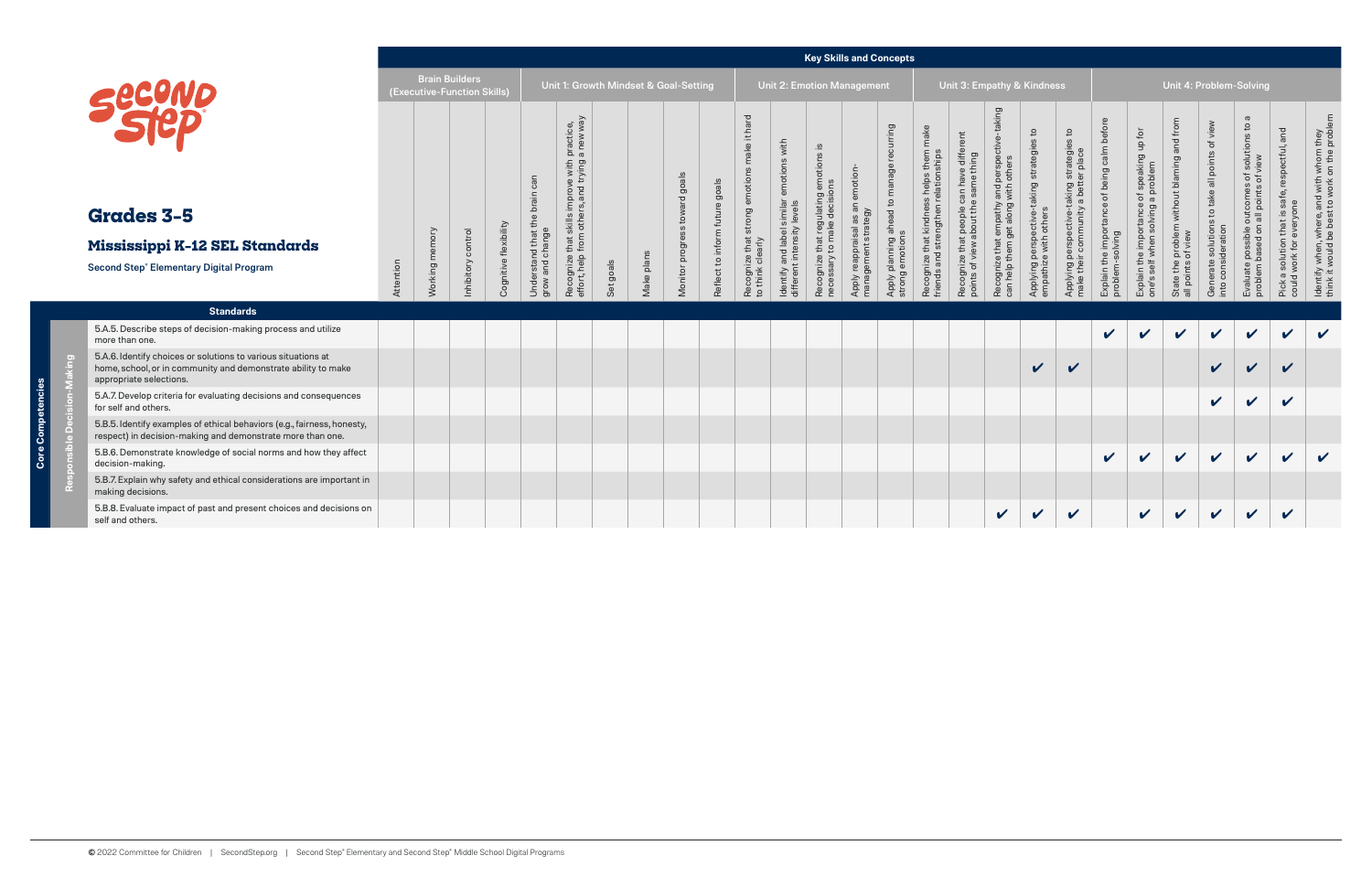# Grades 3-5

## Mississippi K-12 SEL Standards

Second Step® Elementary Digital Program

| | | | Key Skills and Concepts | | | | | | | | | | | | | | | | | | | | | | | | | |
|---|---|---|---|---|---|---|---|---|---|---|---|---|---|---|---|---|---|---|---|---|---|---|---|---|---|---|---|---|
| | | | Brain Builders (Executive-Function Skills) | | | | Unit 1: Growth Mindset & Goal-Setting | | | | | | Unit 2: Emotion Management | | | | | Unit 3: Empathy & Kindness | | | | | Unit 4: Problem-Solving | | | | | | |
| | | **Standards** | Attention | Working memory | Inhibitory control | Cognitive flexibility | Understand that the brain can grow and change | Recognize that skills improve with practice, effort, help from others, and trying a new way | Set goals | Make plans | Monitor progress toward goals | Reflect to inform future goals | Recognize that strong emotions make it hard to think clearly | Identify and label similar emotions with different intensity levels | Recognize that regulating emotions is necessary to make decisions | Apply reappraisal as an emotion-management strategy | Apply planning ahead to manage recurring strong emotions | Recognize that kindness helps them make friends and strengthen relationships | Recognize that people can have different points of view about the same thing | Recognize that empathy and perspective-taking can help them get along with others | Applying perspective-taking strategies to empathize with others | Applying perspective-taking strategies to make their community a better place | Explain the importance of being calm before problem-solving | Explain the importance of speaking up for one's self when solving a problem | State the problem without blaming and from all points of view | Generate solutions to take all points of view into consideration | Evaluate possible outcomes of solutions to a problem based on all points of view | Pick a solution that is safe, respectful, and could work for everyone | Identify when, where, and with whom they think it would be best to work on the problem |
| Core Competencies | Responsible Decision-Making | 5.A.5. Describe steps of decision-making process and utilize more than one. | | | | | | | | | | | | | | | | | | | | | ✔ | ✔ | ✔ | ✔ | ✔ | ✔ | ✔ |
| | | 5.A.6. Identify choices or solutions to various situations at home, school, or in community and demonstrate ability to make appropriate selections. | | | | | | | | | | | | | | | | | | | ✔ | ✔ | | | | ✔ | ✔ | ✔ | |
| | | 5.A.7. Develop criteria for evaluating decisions and consequences for self and others. | | | | | | | | | | | | | | | | | | | | | | | | ✔ | ✔ | ✔ | |
| | | 5.B.5. Identify examples of ethical behaviors (e.g., fairness, honesty, respect) in decision-making and demonstrate more than one. | | | | | | | | | | | | | | | | | | | | | | | | | | | |
| | | 5.B.6. Demonstrate knowledge of social norms and how they affect decision-making. | | | | | | | | | | | | | | | | | | | | | ✔ | ✔ | ✔ | ✔ | ✔ | ✔ | ✔ |
| | | 5.B.7. Explain why safety and ethical considerations are important in making decisions. | | | | | | | | | | | | | | | | | | | | | | | | | | | |
| | | 5.B.8. Evaluate impact of past and present choices and decisions on self and others. | | | | | | | | | | | | | | | | | | ✔ | ✔ | ✔ | | ✔ | ✔ | ✔ | ✔ | ✔ | |

© 2022 Committee for Children | SecondStep.org | Second Step® Elementary and Second Step® Middle School Digital Programs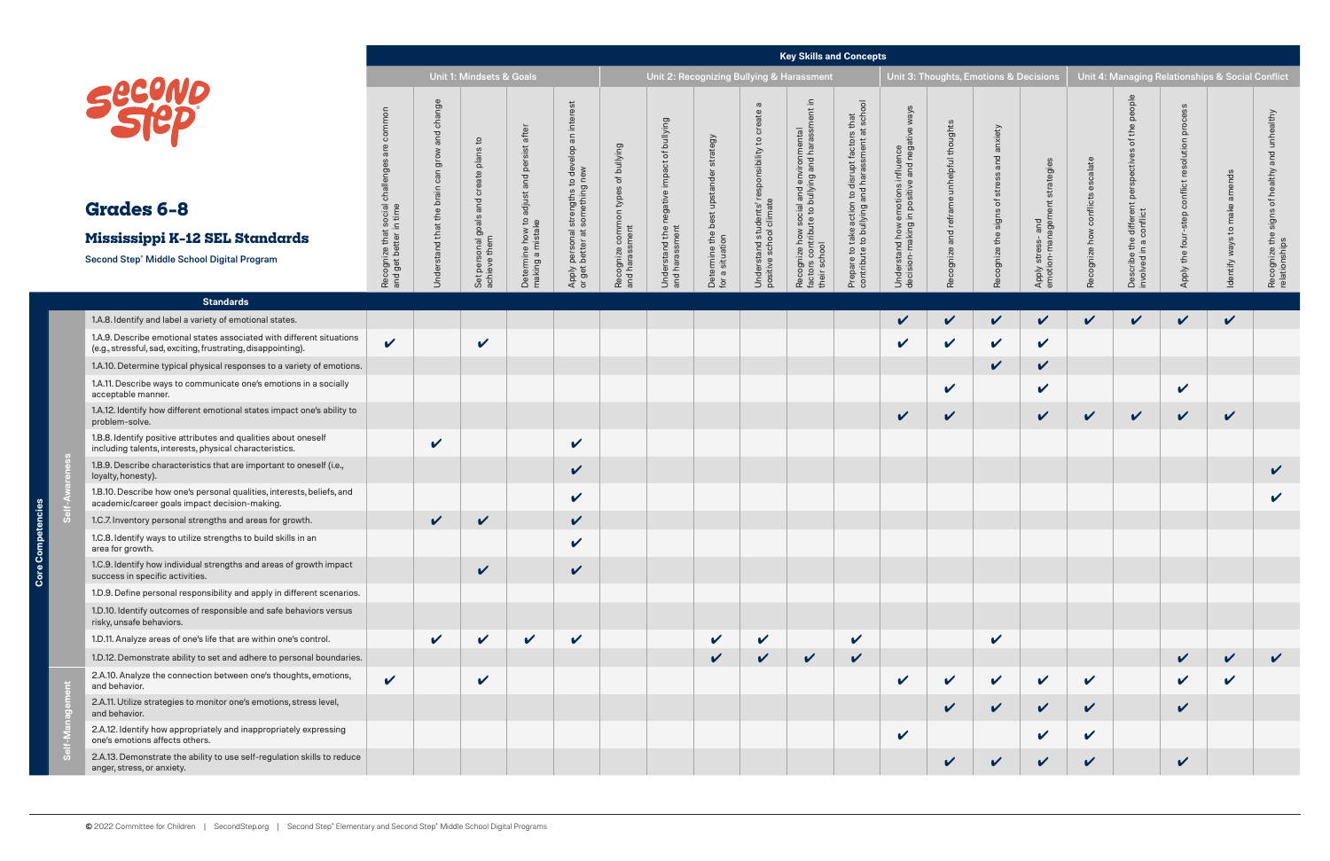# Grades 6-8

## Mississippi K-12 SEL Standards

Second Step® Middle School Digital Program

**Key Skills and Concepts**

| Core Competencies | Standards | Unit 1: Mindsets & Goals | | | | | Unit 2: Recognizing Bullying & Harassment | | | | | | Unit 3: Thoughts, Emotions & Decisions | | | | Unit 4: Managing Relationships & Social Conflict | | | | |
|---|---|---|---|---|---|---|---|---|---|---|---|---|---|---|---|---|---|---|---|---|---|
| | | Recognize that social challenges are common and get better in time | Understand that the brain can grow and change | Set personal goals and create plans to achieve them | Determine how to adjust and persist after making a mistake | Apply personal strengths to develop an interest or get better at something new | Recognize common types of bullying and harassment | Understand the negative impact of bullying and harassment | Determine the best upstander strategy for a situation | Understand students' responsibility to create a positive school climate | Recognize how social and environmental factors contribute to bullying and harassment in their school | Prepare to take action to disrupt factors that contribute to bullying and harassment at school | Understand how emotions influence decision-making in positive and negative ways | Recognize and reframe unhelpful thoughts | Recognize the signs of stress and anxiety | Apply stress- and emotion-management strategies | Recognize how conflicts escalate | Describe the different perspectives of the people involved in a conflict | Apply the four-step conflict resolution process | Identify ways to make amends | Recognize the signs of healthy and unhealthy relationships |
| Self-Awareness | 1.A.8. Identify and label a variety of emotional states. | | | | | | | | | | | | ✔ | ✔ | ✔ | ✔ | ✔ | ✔ | ✔ | ✔ | |
| Self-Awareness | 1.A.9. Describe emotional states associated with different situations (e.g., stressful, sad, exciting, frustrating, disappointing). | ✔ | | ✔ | | | | | | | | | ✔ | ✔ | ✔ | ✔ | | | | | |
| Self-Awareness | 1.A.10. Determine typical physical responses to a variety of emotions. | | | | | | | | | | | | | | ✔ | ✔ | | | | | |
| Self-Awareness | 1.A.11. Describe ways to communicate one's emotions in a socially acceptable manner. | | | | | | | | | | | | | ✔ | | ✔ | | | ✔ | | |
| Self-Awareness | 1.A.12. Identify how different emotional states impact one's ability to problem-solve. | | | | | | | | | | | | ✔ | ✔ | | ✔ | ✔ | ✔ | ✔ | ✔ | |
| Self-Awareness | 1.B.8. Identify positive attributes and qualities about oneself including talents, interests, physical characteristics. | | ✔ | | | ✔ | | | | | | | | | | | | | | | |
| Self-Awareness | 1.B.9. Describe characteristics that are important to oneself (i.e., loyalty, honesty). | | | | | ✔ | | | | | | | | | | | | | | | ✔ |
| Self-Awareness | 1.B.10. Describe how one's personal qualities, interests, beliefs, and academic/career goals impact decision-making. | | | | | ✔ | | | | | | | | | | | | | | | ✔ |
| Self-Awareness | 1.C.7. Inventory personal strengths and areas for growth. | | ✔ | ✔ | | ✔ | | | | | | | | | | | | | | | |
| Self-Awareness | 1.C.8. Identify ways to utilize strengths to build skills in an area for growth. | | | | | ✔ | | | | | | | | | | | | | | | |
| Self-Awareness | 1.C.9. Identify how individual strengths and areas of growth impact success in specific activities. | | | ✔ | | ✔ | | | | | | | | | | | | | | | |
| Self-Awareness | 1.D.9. Define personal responsibility and apply in different scenarios. | | | | | | | | | | | | | | | | | | | | |
| Self-Awareness | 1.D.10. Identify outcomes of responsible and safe behaviors versus risky, unsafe behaviors. | | | | | | | | | | | | | | | | | | | | |
| Self-Awareness | 1.D.11. Analyze areas of one's life that are within one's control. | | ✔ | ✔ | ✔ | ✔ | | | ✔ | ✔ | | ✔ | | | ✔ | | | | | | |
| Self-Awareness | 1.D.12. Demonstrate ability to set and adhere to personal boundaries. | | | | | | | | ✔ | ✔ | ✔ | ✔ | | | | | | | ✔ | ✔ | ✔ |
| Self-Management | 2.A.10. Analyze the connection between one's thoughts, emotions, and behavior. | ✔ | | ✔ | | | | | | | | | ✔ | ✔ | ✔ | ✔ | ✔ | | ✔ | ✔ | |
| Self-Management | 2.A.11. Utilize strategies to monitor one's emotions, stress level, and behavior. | | | | | | | | | | | | | ✔ | ✔ | ✔ | ✔ | | ✔ | | |
| Self-Management | 2.A.12. Identify how appropriately and inappropriately expressing one's emotions affects others. | | | | | | | | | | | | ✔ | | | ✔ | ✔ | | | | |
| Self-Management | 2.A.13. Demonstrate the ability to use self-regulation skills to reduce anger, stress, or anxiety. | | | | | | | | | | | | | ✔ | ✔ | ✔ | ✔ | | ✔ | | |

© 2022 Committee for Children | SecondStep.org | Second Step® Elementary and Second Step® Middle School Digital Programs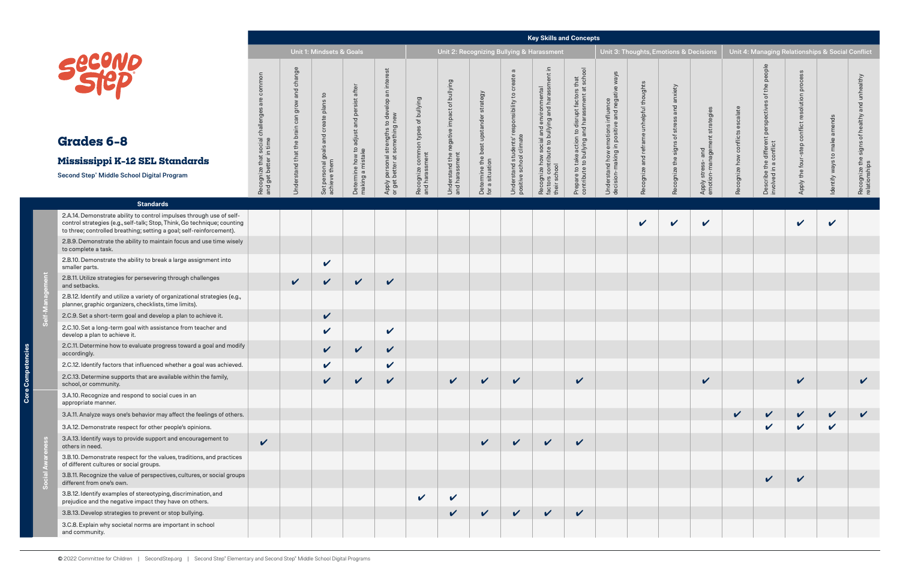# Grades 6-8

## Mississippi K-12 SEL Standards

**Second Step® Middle School Digital Program**

| | | Key Skills and Concepts | | | | | | | | | | | | | | | | | | | |
|---|---|---|---|---|---|---|---|---|---|---|---|---|---|---|---|---|---|---|---|---|---|
| | | Unit 1: Mindsets & Goals | | | | | Unit 2: Recognizing Bullying & Harassment | | | | | | Unit 3: Thoughts, Emotions & Decisions | | | | Unit 4: Managing Relationships & Social Conflict | | | | |
| **Core Competencies** | **Standards** | Recognize that social challenges are common and get better in time | Understand that the brain can grow and change | Set personal goals and create plans to achieve them | Determine how to adjust and persist after making a mistake | Apply personal strengths to develop an interest or get better at something new | Recognize common types of bullying and harassment | Understand the negative impact of bullying and harassment | Determine the best upstander strategy for a situation | Understand students' responsibility to create a positive school climate | Recognize how social and environmental factors contribute to bullying and harassment in their school | Prepare to take action to disrupt factors that contribute to bullying and harassment at school | Understand how emotions influence decision-making in positive and negative ways | Recognize and reframe unhelpful thoughts | Recognize the signs of stress and anxiety | Apply stress- and emotion-management strategies | Recognize how conflicts escalate | Describe the different perspectives of the people involved in a conflict | Apply the four-step conflict resolution process | Identify ways to make amends | Recognize the signs of healthy and unhealthy relationships |
| Self-Management | 2.A.14. Demonstrate ability to control impulses through use of self-control strategies (e.g., self-talk; Stop, Think, Go technique; counting to three; controlled breathing; setting a goal; self-reinforcement). | | | | | | | | | | | | | ✔ | ✔ | ✔ | | | ✔ | ✔ | |
| Self-Management | 2.B.9. Demonstrate the ability to maintain focus and use time wisely to complete a task. | | | | | | | | | | | | | | | | | | | | |
| Self-Management | 2.B.10. Demonstrate the ability to break a large assignment into smaller parts. | | | ✔ | | | | | | | | | | | | | | | | | |
| Self-Management | 2.B.11. Utilize strategies for persevering through challenges and setbacks. | | ✔ | ✔ | ✔ | ✔ | | | | | | | | | | | | | | | |
| Self-Management | 2.B.12. Identify and utilize a variety of organizational strategies (e.g., planner, graphic organizers, checklists, time limits). | | | | | | | | | | | | | | | | | | | | |
| Self-Management | 2.C.9. Set a short-term goal and develop a plan to achieve it. | | | ✔ | | | | | | | | | | | | | | | | | |
| Self-Management | 2.C.10. Set a long-term goal with assistance from teacher and develop a plan to achieve it. | | | ✔ | | ✔ | | | | | | | | | | | | | | | |
| Self-Management | 2.C.11. Determine how to evaluate progress toward a goal and modify accordingly. | | | ✔ | ✔ | ✔ | | | | | | | | | | | | | | | |
| Self-Management | 2.C.12. Identify factors that influenced whether a goal was achieved. | | | ✔ | | ✔ | | | | | | | | | | | | | | | |
| Self-Management | 2.C.13. Determine supports that are available within the family, school, or community. | | | ✔ | ✔ | ✔ | | ✔ | ✔ | ✔ | | ✔ | | | | ✔ | | | ✔ | | ✔ |
| Social Awareness | 3.A.10. Recognize and respond to social cues in an appropriate manner. | | | | | | | | | | | | | | | | | | | | |
| Social Awareness | 3.A.11. Analyze ways one's behavior may affect the feelings of others. | | | | | | | | | | | | | | | | ✔ | ✔ | ✔ | ✔ | ✔ |
| Social Awareness | 3.A.12. Demonstrate respect for other people's opinions. | | | | | | | | | | | | | | | | | ✔ | ✔ | ✔ | |
| Social Awareness | 3.A.13. Identify ways to provide support and encouragement to others in need. | ✔ | | | | | | | ✔ | ✔ | ✔ | ✔ | | | | | | | | | |
| Social Awareness | 3.B.10. Demonstrate respect for the values, traditions, and practices of different cultures or social groups. | | | | | | | | | | | | | | | | | | | | |
| Social Awareness | 3.B.11. Recognize the value of perspectives, cultures, or social groups different from one's own. | | | | | | | | | | | | | | | | | ✔ | ✔ | | |
| Social Awareness | 3.B.12. Identify examples of stereotyping, discrimination, and prejudice and the negative impact they have on others. | | | | | | ✔ | ✔ | | | | | | | | | | | | | |
| Social Awareness | 3.B.13. Develop strategies to prevent or stop bullying. | | | | | | | ✔ | ✔ | ✔ | ✔ | ✔ | | | | | | | | | |
| Social Awareness | 3.C.8. Explain why societal norms are important in school and community. | | | | | | | | | | | | | | | | | | | | |

© 2022 Committee for Children | SecondStep.org | Second Step® Elementary and Second Step® Middle School Digital Programs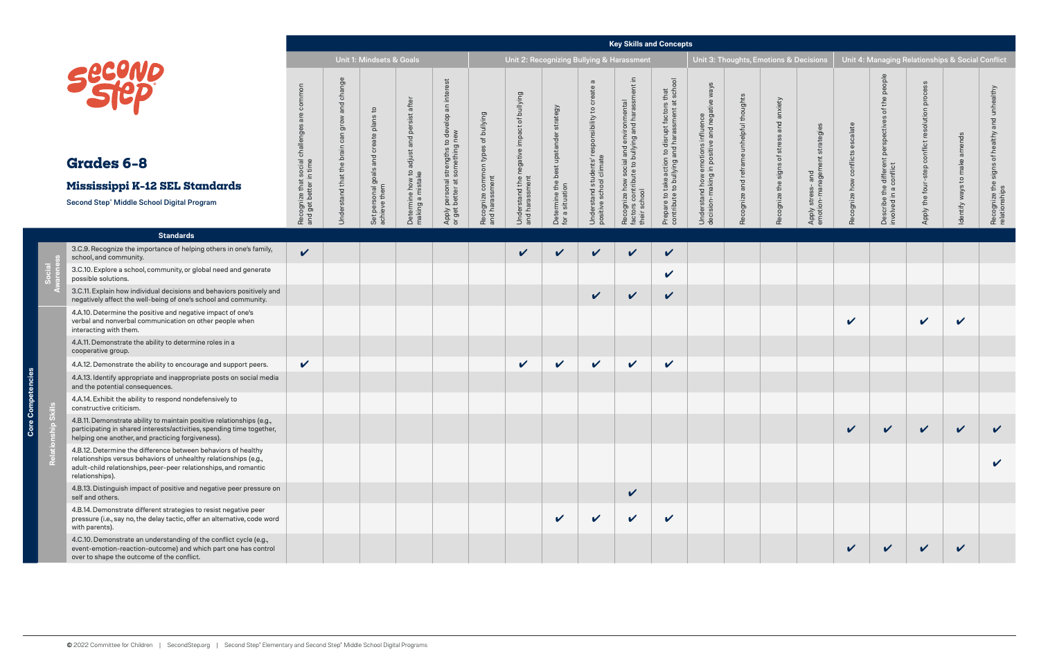# Grades 6-8

## Mississippi K-12 SEL Standards

Second Step® Middle School Digital Program

| Core Competencies | Standards | **Key Skills and Concepts** Unit 1: Mindsets & Goals | | | | | Unit 2: Recognizing Bullying & Harassment | | | | | | Unit 3: Thoughts, Emotions & Decisions | | | | Unit 4: Managing Relationships & Social Conflict | | | | |
|---|---|---|---|---|---|---|---|---|---|---|---|---|---|---|---|---|---|---|---|---|---|
| | | Recognize that social challenges are common and get better in time | Understand that the brain can grow and change | Set personal goals and create plans to achieve them | Determine how to adjust and persist after making a mistake | Apply personal strengths to develop an interest or get better at something new | Recognize common types of bullying and harassment | Understand the negative impact of bullying and harassment | Determine the best upstander strategy for a situation | Understand students' responsibility to create a positive school climate | Recognize how social and environmental factors contribute to bullying and harassment in their school | Prepare to take action to disrupt factors that contribute to bullying and harassment at school | Understand how emotions influence decision-making in positive and negative ways | Recognize and reframe unhelpful thoughts | Recognize the signs of stress and anxiety | Apply stress- and emotion-management strategies | Recognize how conflicts escalate | Describe the different perspectives of the people involved in a conflict | Apply the four-step conflict resolution process | Identify ways to make amends | Recognize the signs of healthy and unhealthy relationships |
| Social Awareness | 3.C.9. Recognize the importance of helping others in one's family, school, and community. | ✔ | | | | | | ✔ | ✔ | ✔ | ✔ | ✔ | | | | | | | | | |
| Social Awareness | 3.C.10. Explore a school, community, or global need and generate possible solutions. | | | | | | | | | | | ✔ | | | | | | | | | |
| Social Awareness | 3.C.11. Explain how individual decisions and behaviors positively and negatively affect the well-being of one's school and community. | | | | | | | | | ✔ | ✔ | ✔ | | | | | | | | | |
| Relationship Skills | 4.A.10. Determine the positive and negative impact of one's verbal and nonverbal communication on other people when interacting with them. | | | | | | | | | | | | | | | | ✔ | | ✔ | ✔ | |
| Relationship Skills | 4.A.11. Demonstrate the ability to determine roles in a cooperative group. | | | | | | | | | | | | | | | | | | | | |
| Relationship Skills | 4.A.12. Demonstrate the ability to encourage and support peers. | ✔ | | | | | | ✔ | ✔ | ✔ | ✔ | ✔ | | | | | | | | | |
| Relationship Skills | 4.A.13. Identify appropriate and inappropriate posts on social media and the potential consequences. | | | | | | | | | | | | | | | | | | | | |
| Relationship Skills | 4.A.14. Exhibit the ability to respond nondefensively to constructive criticism. | | | | | | | | | | | | | | | | | | | | |
| Relationship Skills | 4.B.11. Demonstrate ability to maintain positive relationships (e.g., participating in shared interests/activities, spending time together, helping one another, and practicing forgiveness). | | | | | | | | | | | | | | | | ✔ | ✔ | ✔ | ✔ | ✔ |
| Relationship Skills | 4.B.12. Determine the difference between behaviors of healthy relationships versus behaviors of unhealthy relationships (e.g., adult-child relationships, peer-peer relationships, and romantic relationships). | | | | | | | | | | | | | | | | | | | | ✔ |
| Relationship Skills | 4.B.13. Distinguish impact of positive and negative peer pressure on self and others. | | | | | | | | | | ✔ | | | | | | | | | | |
| Relationship Skills | 4.B.14. Demonstrate different strategies to resist negative peer pressure (i.e., say no, the delay tactic, offer an alternative, code word with parents). | | | | | | | | ✔ | ✔ | ✔ | ✔ | | | | | | | | | |
| Relationship Skills | 4.C.10. Demonstrate an understanding of the conflict cycle (e.g., event-emotion-reaction-outcome) and which part one has control over to shape the outcome of the conflict. | | | | | | | | | | | | | | | | ✔ | ✔ | ✔ | ✔ | |

© 2022 Committee for Children | SecondStep.org | Second Step® Elementary and Second Step® Middle School Digital Programs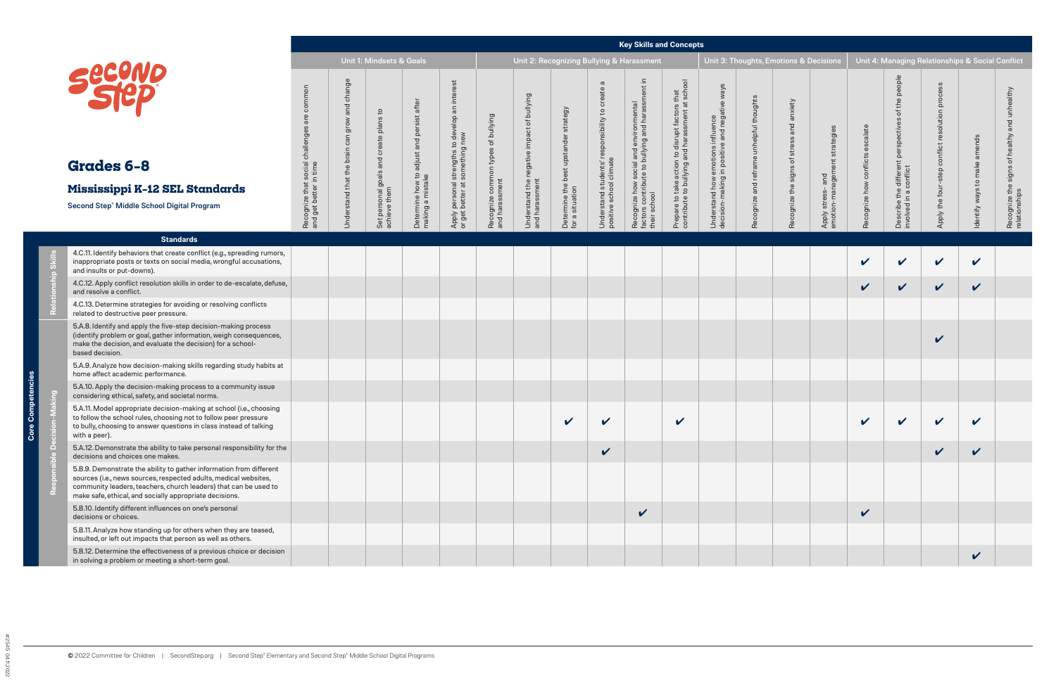# Grades 6-8

## Mississippi K-12 SEL Standards

Second Step® Middle School Digital Program

| | | Key Skills and Concepts | | | | | | | | | | | | | | | | | | | |
|---|---|---|---|---|---|---|---|---|---|---|---|---|---|---|---|---|---|---|---|---|---|
| | | Unit 1: Mindsets & Goals | | | | | Unit 2: Recognizing Bullying & Harassment | | | | | | Unit 3: Thoughts, Emotions & Decisions | | | | Unit 4: Managing Relationships & Social Conflict | | | | |
| | Standards | Recognize that social challenges are common and get better in time | Understand that the brain can grow and change | Set personal goals and create plans to achieve them | Determine how to adjust and persist after making a mistake | Apply personal strengths to develop an interest or get better at something new | Recognize common types of bullying and harassment | Understand the negative impact of bullying and harassment | Determine the best upstander strategy for a situation | Understand students' responsibility to create a positive school climate | Recognize how social and environmental factors contribute to bullying and harassment in their school | Prepare to take action to disrupt factors that contribute to bullying and harassment at school | Understand how emotions influence decision-making in positive and negative ways | Recognize and reframe unhelpful thoughts | Recognize the signs of stress and anxiety | Apply stress- and emotion-management strategies | Recognize how conflicts escalate | Describe the different perspectives of the people involved in a conflict | Apply the four-step conflict resolution process | Identify ways to make amends | Recognize the signs of healthy and unhealthy relationships |
| Core Competencies: Relationship Skills | 4.C.11. Identify behaviors that create conflict (e.g., spreading rumors, inappropriate posts or texts on social media, wrongful accusations, and insults or put-downs). | | | | | | | | | | | | | | | | ✔ | ✔ | ✔ | ✔ | |
| | 4.C.12. Apply conflict resolution skills in order to de-escalate, defuse, and resolve a conflict. | | | | | | | | | | | | | | | | ✔ | ✔ | ✔ | ✔ | |
| | 4.C.13. Determine strategies for avoiding or resolving conflicts related to destructive peer pressure. | | | | | | | | | | | | | | | | | | | | |
| Core Competencies: Responsible Decision-Making | 5.A.8. Identify and apply the five-step decision-making process (identify problem or goal, gather information, weigh consequences, make the decision, and evaluate the decision) for a school-based decision. | | | | | | | | | | | | | | | | | | ✔ | | |
| | 5.A.9. Analyze how decision-making skills regarding study habits at home affect academic performance. | | | | | | | | | | | | | | | | | | | | |
| | 5.A.10. Apply the decision-making process to a community issue considering ethical, safety, and societal norms. | | | | | | | | | | | | | | | | | | | | |
| | 5.A.11. Model appropriate decision-making at school (i.e., choosing to follow the school rules, choosing not to follow peer pressure to bully, choosing to answer questions in class instead of talking with a peer). | | | | | | | | ✔ | ✔ | | ✔ | | | | | ✔ | ✔ | ✔ | ✔ | |
| | 5.A.12. Demonstrate the ability to take personal responsibility for the decisions and choices one makes. | | | | | | | | | ✔ | | | | | | | | | ✔ | ✔ | |
| | 5.B.9. Demonstrate the ability to gather information from different sources (i.e., news sources, respected adults, medical websites, community leaders, teachers, church leaders) that can be used to make safe, ethical, and socially appropriate decisions. | | | | | | | | | | | | | | | | | | | | |
| | 5.B.10. Identify different influences on one's personal decisions or choices. | | | | | | | | | | ✔ | | | | | | ✔ | | | | |
| | 5.B.11. Analyze how standing up for others when they are teased, insulted, or left out impacts that person as well as others. | | | | | | | | | | | | | | | | | | | | |
| | 5.B.12. Determine the effectiveness of a previous choice or decision in solving a problem or meeting a short-term goal. | | | | | | | | | | | | | | | | | | | ✔ | |

© 2022 Committee for Children | SecondStep.org | Second Step® Elementary and Second Step® Middle School Digital Programs